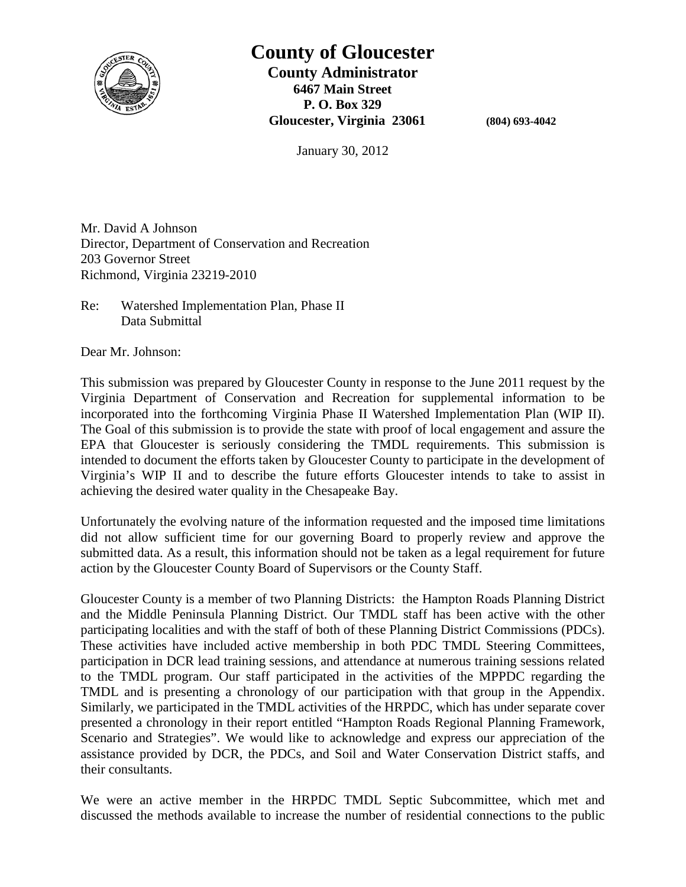# County of Gloucester

**County Administrator**
**6467 Main Street**
**P. O. Box 329**
**Gloucester, Virginia 23061** **(804) 693-4042**

January 30, 2012

Mr. David A Johnson
Director, Department of Conservation and Recreation
203 Governor Street
Richmond, Virginia 23219-2010

Re: Watershed Implementation Plan, Phase II
Data Submittal

Dear Mr. Johnson:

This submission was prepared by Gloucester County in response to the June 2011 request by the Virginia Department of Conservation and Recreation for supplemental information to be incorporated into the forthcoming Virginia Phase II Watershed Implementation Plan (WIP II). The Goal of this submission is to provide the state with proof of local engagement and assure the EPA that Gloucester is seriously considering the TMDL requirements. This submission is intended to document the efforts taken by Gloucester County to participate in the development of Virginia's WIP II and to describe the future efforts Gloucester intends to take to assist in achieving the desired water quality in the Chesapeake Bay.

Unfortunately the evolving nature of the information requested and the imposed time limitations did not allow sufficient time for our governing Board to properly review and approve the submitted data. As a result, this information should not be taken as a legal requirement for future action by the Gloucester County Board of Supervisors or the County Staff.

Gloucester County is a member of two Planning Districts: the Hampton Roads Planning District and the Middle Peninsula Planning District. Our TMDL staff has been active with the other participating localities and with the staff of both of these Planning District Commissions (PDCs). These activities have included active membership in both PDC TMDL Steering Committees, participation in DCR lead training sessions, and attendance at numerous training sessions related to the TMDL program. Our staff participated in the activities of the MPPDC regarding the TMDL and is presenting a chronology of our participation with that group in the Appendix. Similarly, we participated in the TMDL activities of the HRPDC, which has under separate cover presented a chronology in their report entitled "Hampton Roads Regional Planning Framework, Scenario and Strategies". We would like to acknowledge and express our appreciation of the assistance provided by DCR, the PDCs, and Soil and Water Conservation District staffs, and their consultants.

We were an active member in the HRPDC TMDL Septic Subcommittee, which met and discussed the methods available to increase the number of residential connections to the public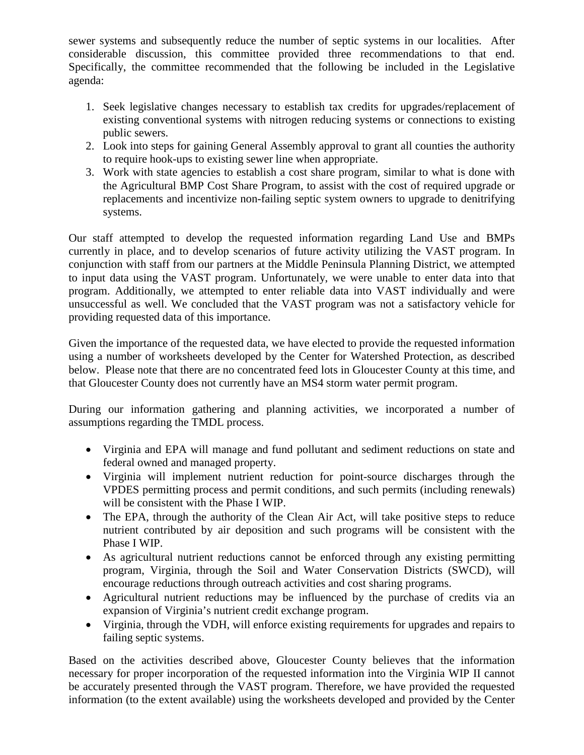sewer systems and subsequently reduce the number of septic systems in our localities. After considerable discussion, this committee provided three recommendations to that end. Specifically, the committee recommended that the following be included in the Legislative agenda:

1. Seek legislative changes necessary to establish tax credits for upgrades/replacement of existing conventional systems with nitrogen reducing systems or connections to existing public sewers.
2. Look into steps for gaining General Assembly approval to grant all counties the authority to require hook-ups to existing sewer line when appropriate.
3. Work with state agencies to establish a cost share program, similar to what is done with the Agricultural BMP Cost Share Program, to assist with the cost of required upgrade or replacements and incentivize non-failing septic system owners to upgrade to denitrifying systems.

Our staff attempted to develop the requested information regarding Land Use and BMPs currently in place, and to develop scenarios of future activity utilizing the VAST program. In conjunction with staff from our partners at the Middle Peninsula Planning District, we attempted to input data using the VAST program. Unfortunately, we were unable to enter data into that program. Additionally, we attempted to enter reliable data into VAST individually and were unsuccessful as well. We concluded that the VAST program was not a satisfactory vehicle for providing requested data of this importance.

Given the importance of the requested data, we have elected to provide the requested information using a number of worksheets developed by the Center for Watershed Protection, as described below. Please note that there are no concentrated feed lots in Gloucester County at this time, and that Gloucester County does not currently have an MS4 storm water permit program.

During our information gathering and planning activities, we incorporated a number of assumptions regarding the TMDL process.

- Virginia and EPA will manage and fund pollutant and sediment reductions on state and federal owned and managed property.
- Virginia will implement nutrient reduction for point-source discharges through the VPDES permitting process and permit conditions, and such permits (including renewals) will be consistent with the Phase I WIP.
- The EPA, through the authority of the Clean Air Act, will take positive steps to reduce nutrient contributed by air deposition and such programs will be consistent with the Phase I WIP.
- As agricultural nutrient reductions cannot be enforced through any existing permitting program, Virginia, through the Soil and Water Conservation Districts (SWCD), will encourage reductions through outreach activities and cost sharing programs.
- Agricultural nutrient reductions may be influenced by the purchase of credits via an expansion of Virginia's nutrient credit exchange program.
- Virginia, through the VDH, will enforce existing requirements for upgrades and repairs to failing septic systems.

Based on the activities described above, Gloucester County believes that the information necessary for proper incorporation of the requested information into the Virginia WIP II cannot be accurately presented through the VAST program. Therefore, we have provided the requested information (to the extent available) using the worksheets developed and provided by the Center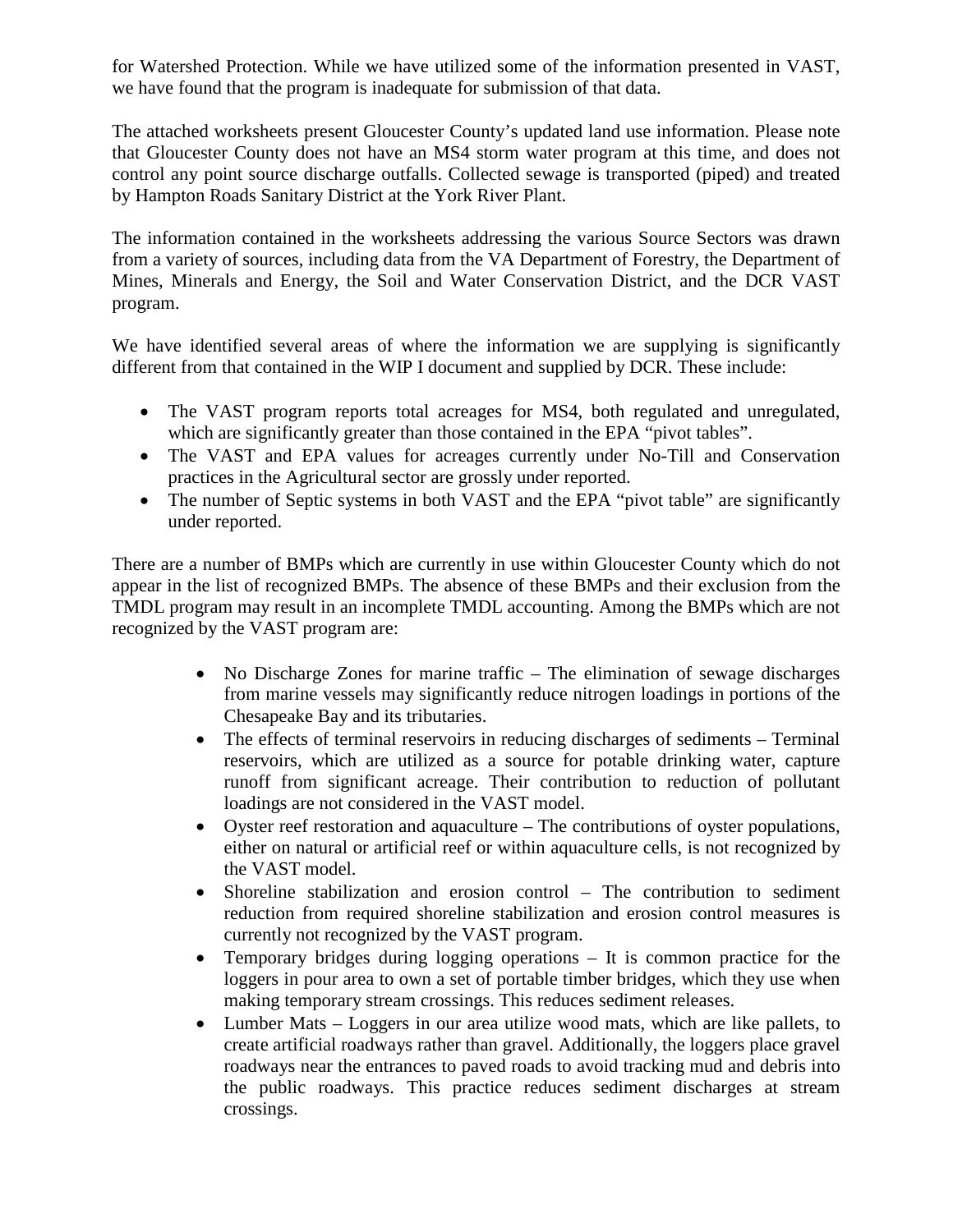for Watershed Protection. While we have utilized some of the information presented in VAST, we have found that the program is inadequate for submission of that data.

The attached worksheets present Gloucester County's updated land use information. Please note that Gloucester County does not have an MS4 storm water program at this time, and does not control any point source discharge outfalls. Collected sewage is transported (piped) and treated by Hampton Roads Sanitary District at the York River Plant.

The information contained in the worksheets addressing the various Source Sectors was drawn from a variety of sources, including data from the VA Department of Forestry, the Department of Mines, Minerals and Energy, the Soil and Water Conservation District, and the DCR VAST program.

We have identified several areas of where the information we are supplying is significantly different from that contained in the WIP I document and supplied by DCR. These include:

- The VAST program reports total acreages for MS4, both regulated and unregulated, which are significantly greater than those contained in the EPA "pivot tables".
- The VAST and EPA values for acreages currently under No-Till and Conservation practices in the Agricultural sector are grossly under reported.
- The number of Septic systems in both VAST and the EPA "pivot table" are significantly under reported.

There are a number of BMPs which are currently in use within Gloucester County which do not appear in the list of recognized BMPs. The absence of these BMPs and their exclusion from the TMDL program may result in an incomplete TMDL accounting. Among the BMPs which are not recognized by the VAST program are:

- No Discharge Zones for marine traffic – The elimination of sewage discharges from marine vessels may significantly reduce nitrogen loadings in portions of the Chesapeake Bay and its tributaries.
- The effects of terminal reservoirs in reducing discharges of sediments – Terminal reservoirs, which are utilized as a source for potable drinking water, capture runoff from significant acreage. Their contribution to reduction of pollutant loadings are not considered in the VAST model.
- Oyster reef restoration and aquaculture – The contributions of oyster populations, either on natural or artificial reef or within aquaculture cells, is not recognized by the VAST model.
- Shoreline stabilization and erosion control – The contribution to sediment reduction from required shoreline stabilization and erosion control measures is currently not recognized by the VAST program.
- Temporary bridges during logging operations – It is common practice for the loggers in pour area to own a set of portable timber bridges, which they use when making temporary stream crossings. This reduces sediment releases.
- Lumber Mats – Loggers in our area utilize wood mats, which are like pallets, to create artificial roadways rather than gravel. Additionally, the loggers place gravel roadways near the entrances to paved roads to avoid tracking mud and debris into the public roadways. This practice reduces sediment discharges at stream crossings.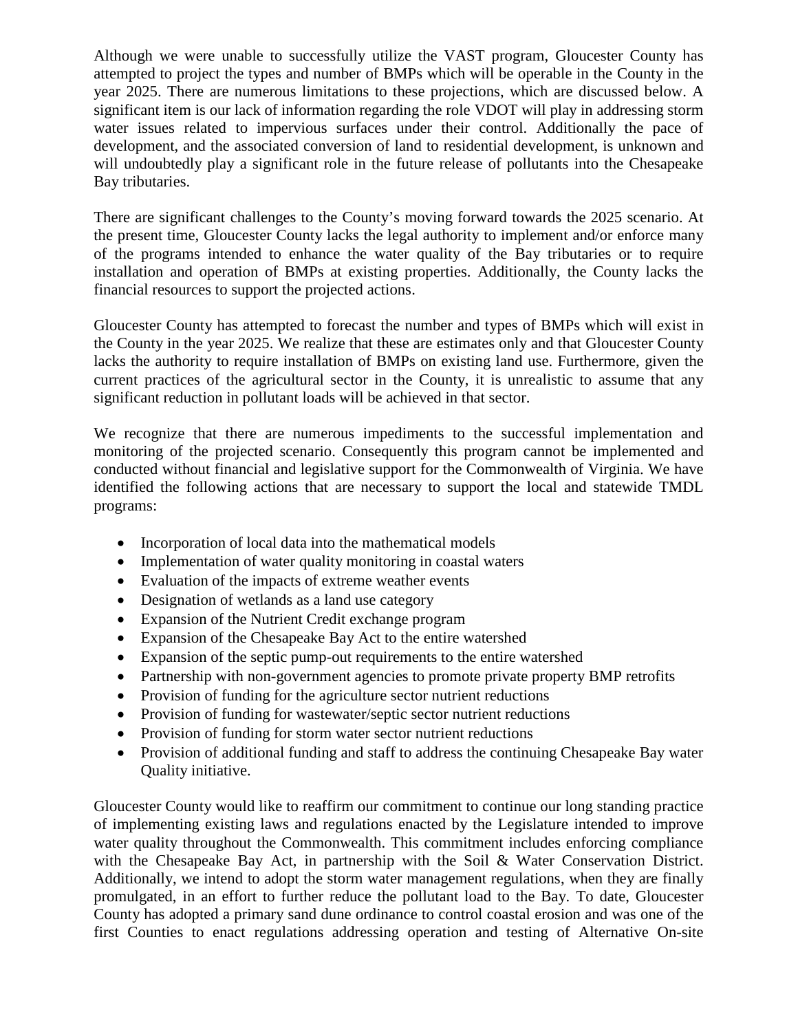Although we were unable to successfully utilize the VAST program, Gloucester County has attempted to project the types and number of BMPs which will be operable in the County in the year 2025. There are numerous limitations to these projections, which are discussed below. A significant item is our lack of information regarding the role VDOT will play in addressing storm water issues related to impervious surfaces under their control. Additionally the pace of development, and the associated conversion of land to residential development, is unknown and will undoubtedly play a significant role in the future release of pollutants into the Chesapeake Bay tributaries.

There are significant challenges to the County's moving forward towards the 2025 scenario. At the present time, Gloucester County lacks the legal authority to implement and/or enforce many of the programs intended to enhance the water quality of the Bay tributaries or to require installation and operation of BMPs at existing properties. Additionally, the County lacks the financial resources to support the projected actions.

Gloucester County has attempted to forecast the number and types of BMPs which will exist in the County in the year 2025. We realize that these are estimates only and that Gloucester County lacks the authority to require installation of BMPs on existing land use. Furthermore, given the current practices of the agricultural sector in the County, it is unrealistic to assume that any significant reduction in pollutant loads will be achieved in that sector.

We recognize that there are numerous impediments to the successful implementation and monitoring of the projected scenario. Consequently this program cannot be implemented and conducted without financial and legislative support for the Commonwealth of Virginia. We have identified the following actions that are necessary to support the local and statewide TMDL programs:

- Incorporation of local data into the mathematical models
- Implementation of water quality monitoring in coastal waters
- Evaluation of the impacts of extreme weather events
- Designation of wetlands as a land use category
- Expansion of the Nutrient Credit exchange program
- Expansion of the Chesapeake Bay Act to the entire watershed
- Expansion of the septic pump-out requirements to the entire watershed
- Partnership with non-government agencies to promote private property BMP retrofits
- Provision of funding for the agriculture sector nutrient reductions
- Provision of funding for wastewater/septic sector nutrient reductions
- Provision of funding for storm water sector nutrient reductions
- Provision of additional funding and staff to address the continuing Chesapeake Bay water Quality initiative.

Gloucester County would like to reaffirm our commitment to continue our long standing practice of implementing existing laws and regulations enacted by the Legislature intended to improve water quality throughout the Commonwealth. This commitment includes enforcing compliance with the Chesapeake Bay Act, in partnership with the Soil & Water Conservation District. Additionally, we intend to adopt the storm water management regulations, when they are finally promulgated, in an effort to further reduce the pollutant load to the Bay. To date, Gloucester County has adopted a primary sand dune ordinance to control coastal erosion and was one of the first Counties to enact regulations addressing operation and testing of Alternative On-site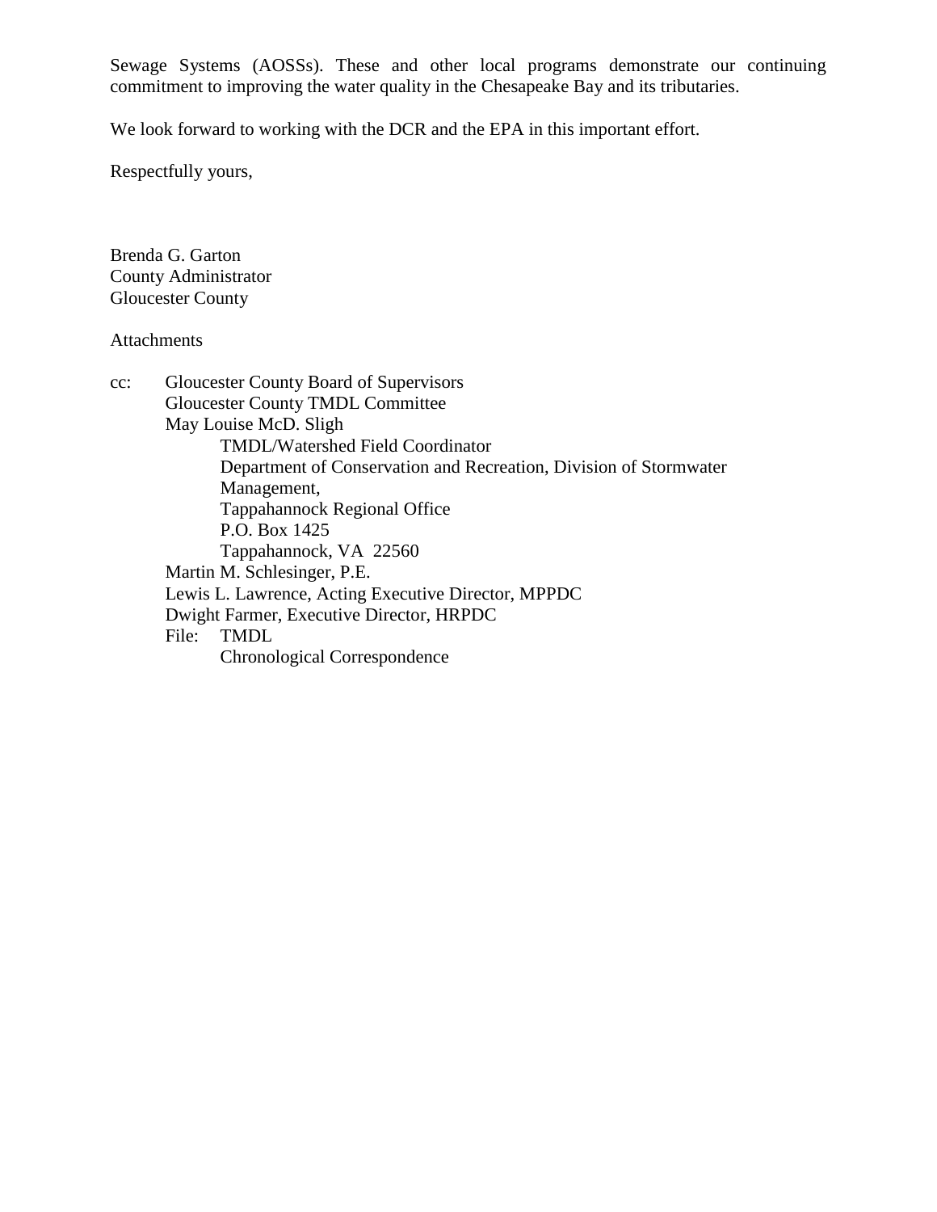Sewage Systems (AOSSs). These and other local programs demonstrate our continuing commitment to improving the water quality in the Chesapeake Bay and its tributaries.

We look forward to working with the DCR and the EPA in this important effort.

Respectfully yours,

Brenda G. Garton
County Administrator
Gloucester County

Attachments

cc: Gloucester County Board of Supervisors
Gloucester County TMDL Committee
May Louise McD. Sligh
TMDL/Watershed Field Coordinator
Department of Conservation and Recreation, Division of Stormwater Management,
Tappahannock Regional Office
P.O. Box 1425
Tappahannock, VA 22560
Martin M. Schlesinger, P.E.
Lewis L. Lawrence, Acting Executive Director, MPPDC
Dwight Farmer, Executive Director, HRPDC
File: TMDL
Chronological Correspondence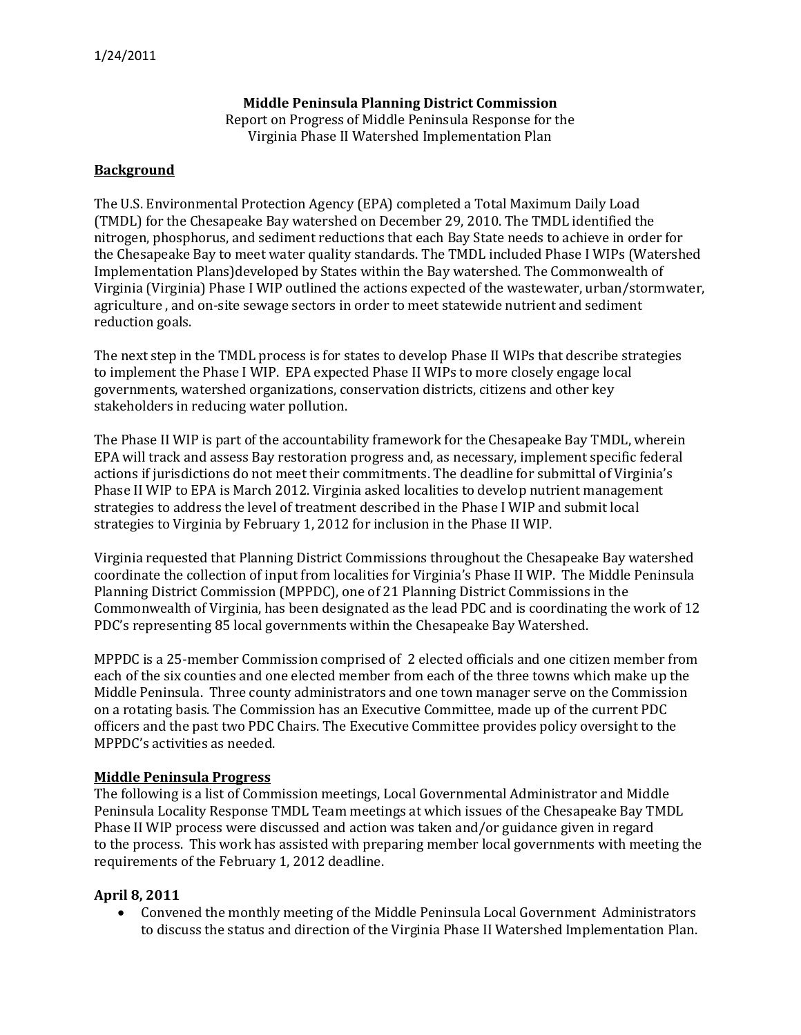1/24/2011

**Middle Peninsula Planning District Commission**
Report on Progress of Middle Peninsula Response for the
Virginia Phase II Watershed Implementation Plan

## Background

The U.S. Environmental Protection Agency (EPA) completed a Total Maximum Daily Load (TMDL) for the Chesapeake Bay watershed on December 29, 2010. The TMDL identified the nitrogen, phosphorus, and sediment reductions that each Bay State needs to achieve in order for the Chesapeake Bay to meet water quality standards. The TMDL included Phase I WIPs (Watershed Implementation Plans)developed by States within the Bay watershed. The Commonwealth of Virginia (Virginia) Phase I WIP outlined the actions expected of the wastewater, urban/stormwater, agriculture , and on-site sewage sectors in order to meet statewide nutrient and sediment reduction goals.

The next step in the TMDL process is for states to develop Phase II WIPs that describe strategies to implement the Phase I WIP. EPA expected Phase II WIPs to more closely engage local governments, watershed organizations, conservation districts, citizens and other key stakeholders in reducing water pollution.

The Phase II WIP is part of the accountability framework for the Chesapeake Bay TMDL, wherein EPA will track and assess Bay restoration progress and, as necessary, implement specific federal actions if jurisdictions do not meet their commitments. The deadline for submittal of Virginia's Phase II WIP to EPA is March 2012. Virginia asked localities to develop nutrient management strategies to address the level of treatment described in the Phase I WIP and submit local strategies to Virginia by February 1, 2012 for inclusion in the Phase II WIP.

Virginia requested that Planning District Commissions throughout the Chesapeake Bay watershed coordinate the collection of input from localities for Virginia's Phase II WIP. The Middle Peninsula Planning District Commission (MPPDC), one of 21 Planning District Commissions in the Commonwealth of Virginia, has been designated as the lead PDC and is coordinating the work of 12 PDC's representing 85 local governments within the Chesapeake Bay Watershed.

MPPDC is a 25-member Commission comprised of 2 elected officials and one citizen member from each of the six counties and one elected member from each of the three towns which make up the Middle Peninsula. Three county administrators and one town manager serve on the Commission on a rotating basis. The Commission has an Executive Committee, made up of the current PDC officers and the past two PDC Chairs. The Executive Committee provides policy oversight to the MPPDC's activities as needed.

## Middle Peninsula Progress

The following is a list of Commission meetings, Local Governmental Administrator and Middle Peninsula Locality Response TMDL Team meetings at which issues of the Chesapeake Bay TMDL Phase II WIP process were discussed and action was taken and/or guidance given in regard to the process. This work has assisted with preparing member local governments with meeting the requirements of the February 1, 2012 deadline.

### April 8, 2011

- Convened the monthly meeting of the Middle Peninsula Local Government Administrators to discuss the status and direction of the Virginia Phase II Watershed Implementation Plan.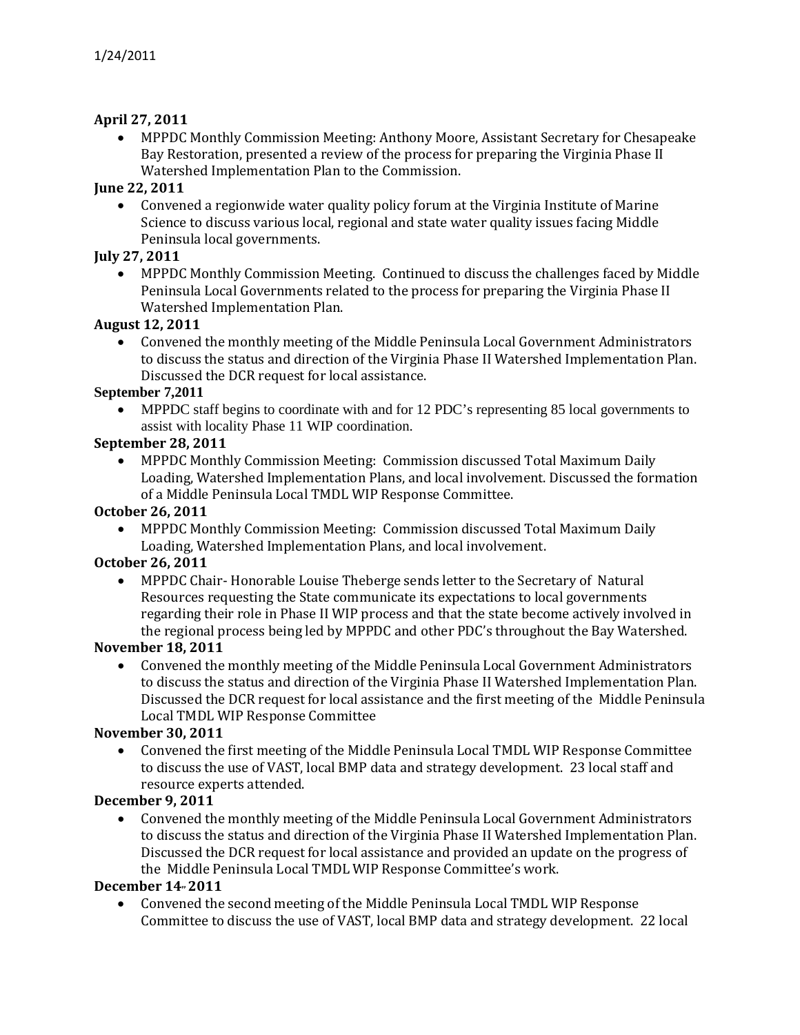1/24/2011

**April 27, 2011**

- MPPDC Monthly Commission Meeting: Anthony Moore, Assistant Secretary for Chesapeake Bay Restoration, presented a review of the process for preparing the Virginia Phase II Watershed Implementation Plan to the Commission.

**June 22, 2011**

- Convened a regionwide water quality policy forum at the Virginia Institute of Marine Science to discuss various local, regional and state water quality issues facing Middle Peninsula local governments.

**July 27, 2011**

- MPPDC Monthly Commission Meeting. Continued to discuss the challenges faced by Middle Peninsula Local Governments related to the process for preparing the Virginia Phase II Watershed Implementation Plan.

**August 12, 2011**

- Convened the monthly meeting of the Middle Peninsula Local Government Administrators to discuss the status and direction of the Virginia Phase II Watershed Implementation Plan. Discussed the DCR request for local assistance.

**September 7,2011**

- MPPDC staff begins to coordinate with and for 12 PDC's representing 85 local governments to assist with locality Phase 11 WIP coordination.

**September 28, 2011**

- MPPDC Monthly Commission Meeting: Commission discussed Total Maximum Daily Loading, Watershed Implementation Plans, and local involvement. Discussed the formation of a Middle Peninsula Local TMDL WIP Response Committee.

**October 26, 2011**

- MPPDC Monthly Commission Meeting: Commission discussed Total Maximum Daily Loading, Watershed Implementation Plans, and local involvement.

**October 26, 2011**

- MPPDC Chair- Honorable Louise Theberge sends letter to the Secretary of Natural Resources requesting the State communicate its expectations to local governments regarding their role in Phase II WIP process and that the state become actively involved in the regional process being led by MPPDC and other PDC's throughout the Bay Watershed.

**November 18, 2011**

- Convened the monthly meeting of the Middle Peninsula Local Government Administrators to discuss the status and direction of the Virginia Phase II Watershed Implementation Plan. Discussed the DCR request for local assistance and the first meeting of the Middle Peninsula Local TMDL WIP Response Committee

**November 30, 2011**

- Convened the first meeting of the Middle Peninsula Local TMDL WIP Response Committee to discuss the use of VAST, local BMP data and strategy development. 23 local staff and resource experts attended.

**December 9, 2011**

- Convened the monthly meeting of the Middle Peninsula Local Government Administrators to discuss the status and direction of the Virginia Phase II Watershed Implementation Plan. Discussed the DCR request for local assistance and provided an update on the progress of the Middle Peninsula Local TMDL WIP Response Committee's work.

**December 14, 2011**

- Convened the second meeting of the Middle Peninsula Local TMDL WIP Response Committee to discuss the use of VAST, local BMP data and strategy development. 22 local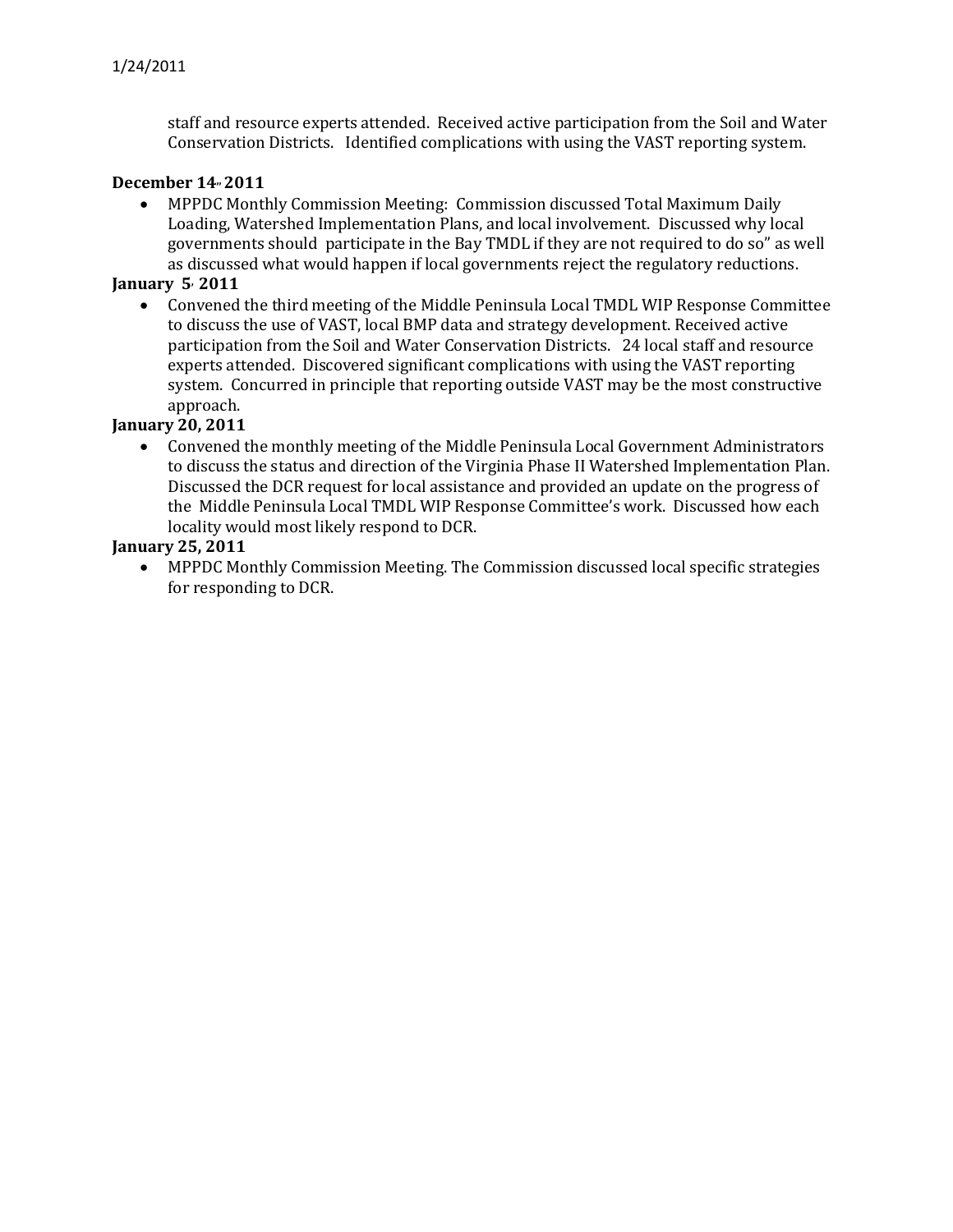staff and resource experts attended. Received active participation from the Soil and Water Conservation Districts. Identified complications with using the VAST reporting system.

**December 14, 2011**

- MPPDC Monthly Commission Meeting: Commission discussed Total Maximum Daily Loading, Watershed Implementation Plans, and local involvement. Discussed why local governments should participate in the Bay TMDL if they are not required to do so" as well as discussed what would happen if local governments reject the regulatory reductions.

**January 5, 2011**

- Convened the third meeting of the Middle Peninsula Local TMDL WIP Response Committee to discuss the use of VAST, local BMP data and strategy development. Received active participation from the Soil and Water Conservation Districts. 24 local staff and resource experts attended. Discovered significant complications with using the VAST reporting system. Concurred in principle that reporting outside VAST may be the most constructive approach.

**January 20, 2011**

- Convened the monthly meeting of the Middle Peninsula Local Government Administrators to discuss the status and direction of the Virginia Phase II Watershed Implementation Plan. Discussed the DCR request for local assistance and provided an update on the progress of the Middle Peninsula Local TMDL WIP Response Committee's work. Discussed how each locality would most likely respond to DCR.

**January 25, 2011**

- MPPDC Monthly Commission Meeting. The Commission discussed local specific strategies for responding to DCR.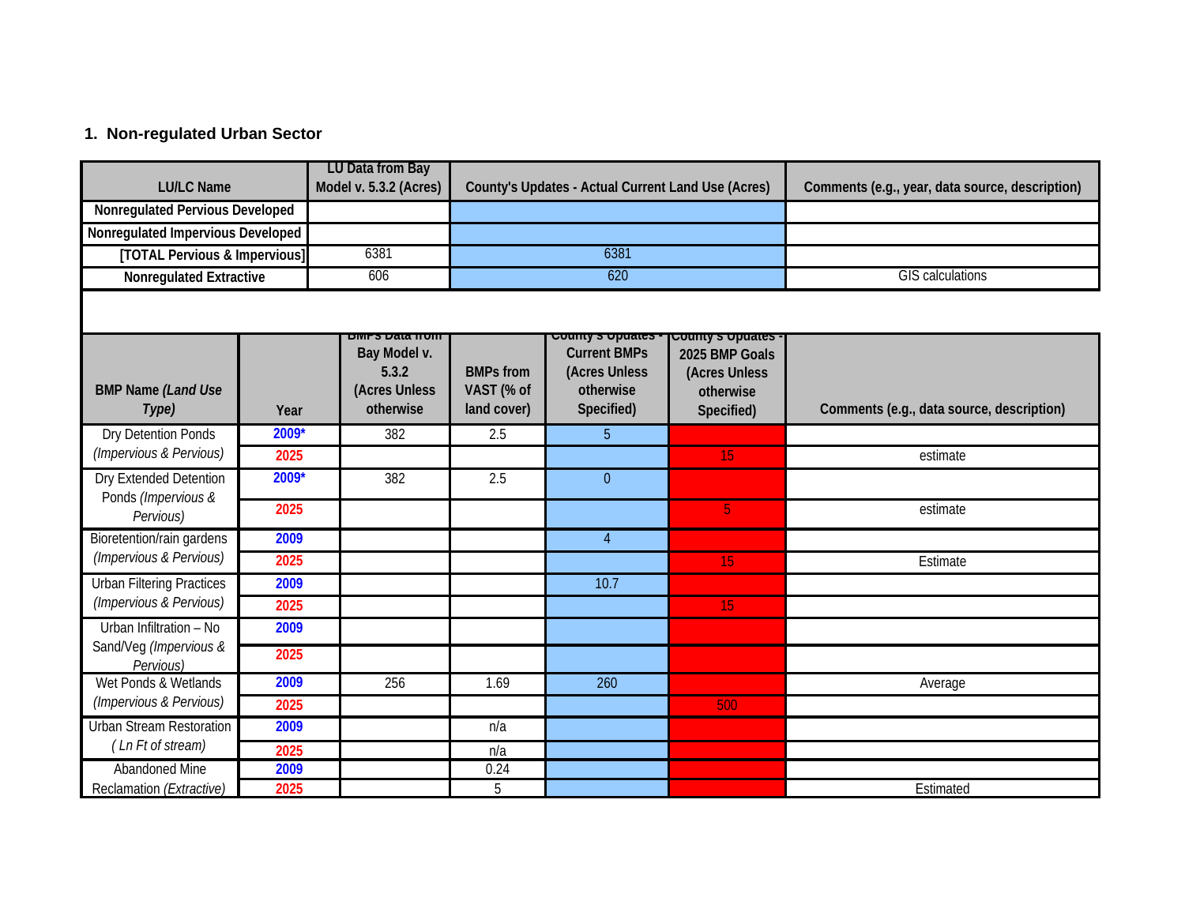## 1. Non-regulated Urban Sector

| LU/LC Name | LU Data from Bay Model v. 5.3.2 (Acres) | County's Updates - Actual Current Land Use (Acres) | Comments (e.g., year, data source, description) |
|---|---|---|---|
| Nonregulated Pervious Developed | | | |
| Nonregulated Impervious Developed | | | |
| [TOTAL Pervious & Impervious] | 6381 | 6381 | |
| Nonregulated Extractive | 606 | 620 | GIS calculations |

| BMP Name *(Land Use Type)* | Year | BMPs Data from Bay Model v. 5.3.2 (Acres Unless otherwise | BMPs from VAST (% of land cover) | County's Updates - Current BMPs (Acres Unless otherwise Specified) | County's Updates - 2025 BMP Goals (Acres Unless otherwise Specified) | Comments (e.g., data source, description) |
|---|---|---|---|---|---|---|
| Dry Detention Ponds *(Impervious & Pervious)* | 2009* | 382 | 2.5 | 5 | | |
| | 2025 | | | | 15 | estimate |
| Dry Extended Detention Ponds *(Impervious & Pervious)* | 2009* | 382 | 2.5 | 0 | | |
| | 2025 | | | | 5 | estimate |
| Bioretention/rain gardens *(Impervious & Pervious)* | 2009 | | | 4 | | |
| | 2025 | | | | 15 | Estimate |
| Urban Filtering Practices *(Impervious & Pervious)* | 2009 | | | 10.7 | | |
| | 2025 | | | | 15 | |
| Urban Infiltration – No Sand/Veg *(Impervious & Pervious)* | 2009 | | | | | |
| | 2025 | | | | | |
| Wet Ponds & Wetlands *(Impervious & Pervious)* | 2009 | 256 | 1.69 | 260 | | Average |
| | 2025 | | | | 500 | |
| Urban Stream Restoration *( Ln Ft of stream)* | 2009 | | n/a | | | |
| | 2025 | | n/a | | | |
| Abandoned Mine Reclamation *(Extractive)* | 2009 | | 0.24 | | | |
| | 2025 | | 5 | | | Estimated |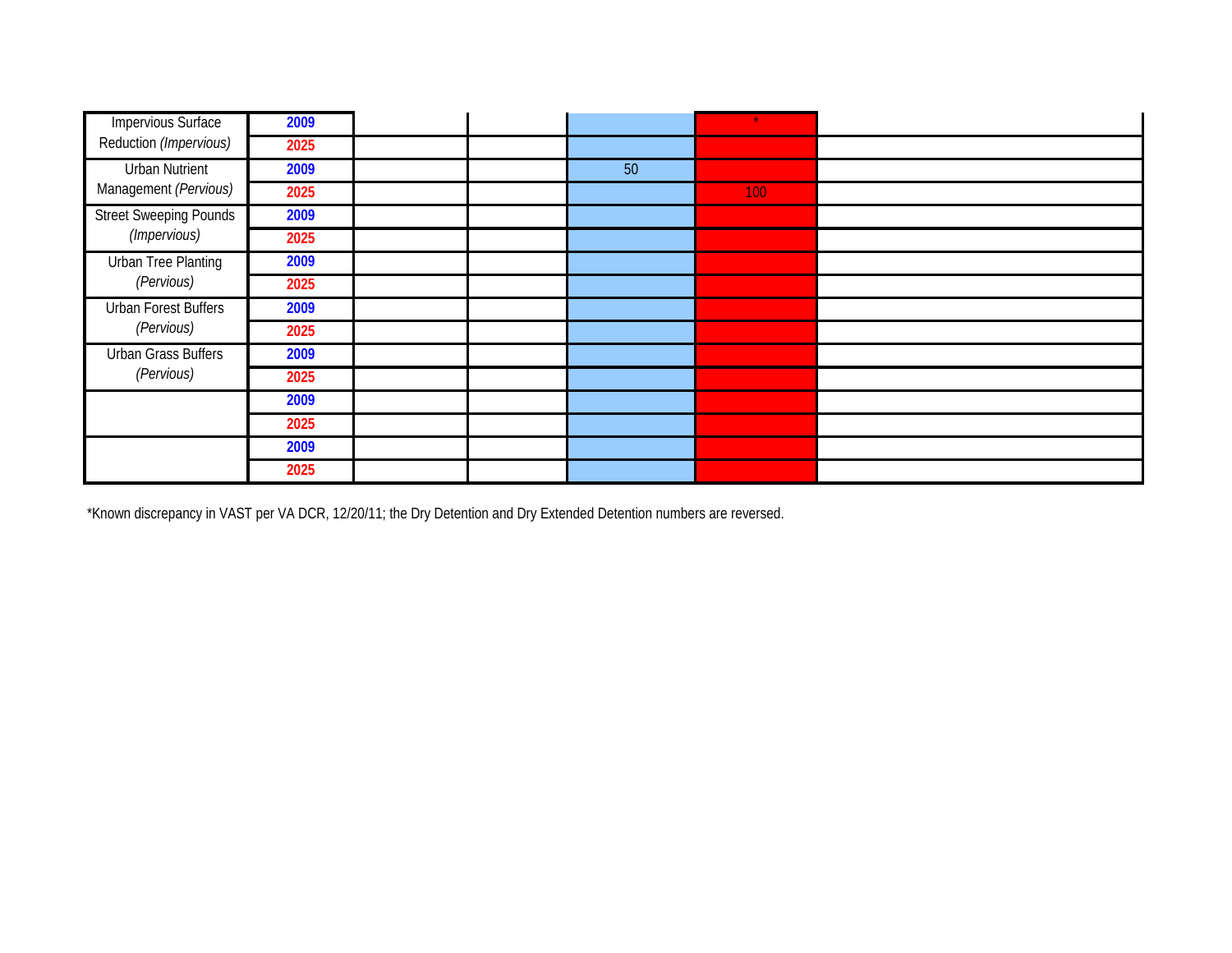| | | | | | | |
|---|---|---|---|---|---|---|
| Impervious Surface Reduction *(Impervious)* | 2009 | | | | * | |
| | 2025 | | | | | |
| Urban Nutrient Management *(Pervious)* | 2009 | | | 50 | | |
| | 2025 | | | | 100 | |
| Street Sweeping Pounds *(Impervious)* | 2009 | | | | | |
| | 2025 | | | | | |
| Urban Tree Planting *(Pervious)* | 2009 | | | | | |
| | 2025 | | | | | |
| Urban Forest Buffers *(Pervious)* | 2009 | | | | | |
| | 2025 | | | | | |
| Urban Grass Buffers *(Pervious)* | 2009 | | | | | |
| | 2025 | | | | | |
| | 2009 | | | | | |
| | 2025 | | | | | |
| | 2009 | | | | | |
| | 2025 | | | | | |

*Known discrepancy in VAST per VA DCR, 12/20/11; the Dry Detention and Dry Extended Detention numbers are reversed.